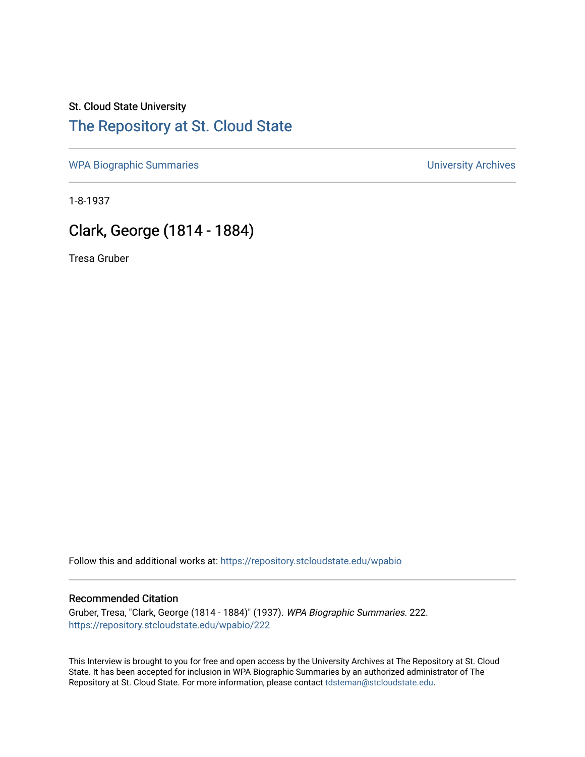St. Cloud State University

# The Repository at St. Cloud State

WPA Biographic Summaries | University Archives

1-8-1937

## Clark, George (1814 - 1884)

Tresa Gruber

Follow this and additional works at: https://repository.stcloudstate.edu/wpabio

### Recommended Citation

Gruber, Tresa, "Clark, George (1814 - 1884)" (1937). *WPA Biographic Summaries*. 222.
https://repository.stcloudstate.edu/wpabio/222

This Interview is brought to you for free and open access by the University Archives at The Repository at St. Cloud State. It has been accepted for inclusion in WPA Biographic Summaries by an authorized administrator of The Repository at St. Cloud State. For more information, please contact tdsteman@stcloudstate.edu.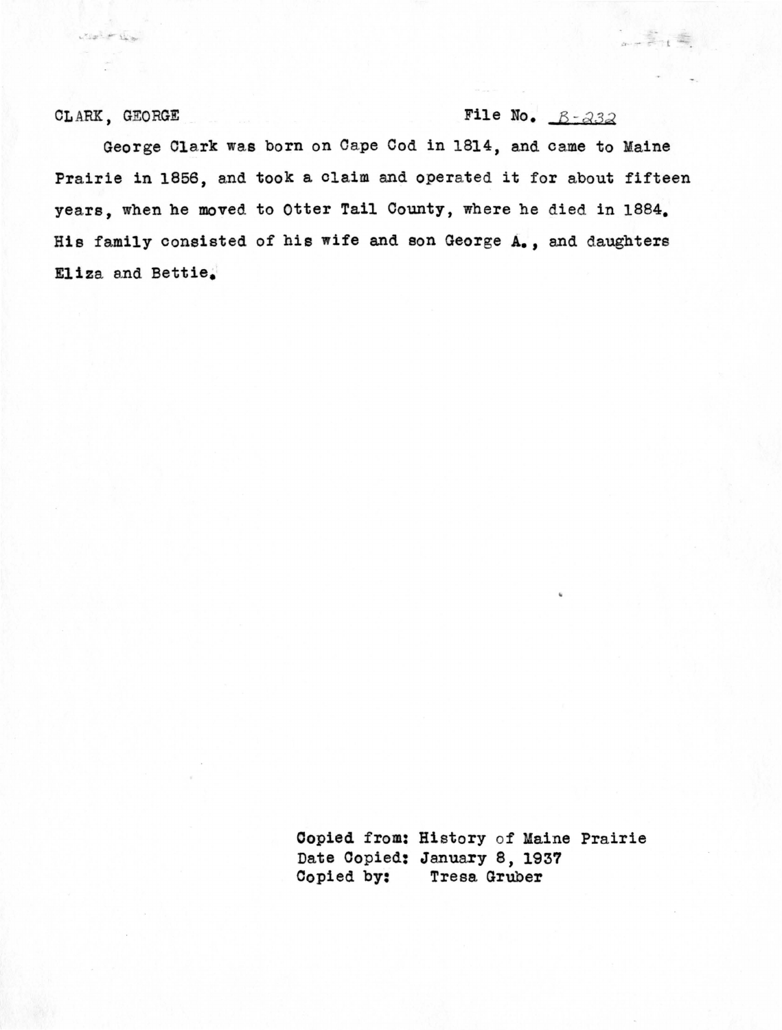CLARK, GEORGE File No. B-232

George Clark was born on Cape Cod in 1814, and came to Maine Prairie in 1856, and took a claim and operated it for about fifteen years, when he moved to Otter Tail County, where he died in 1884. His family consisted of his wife and son George A., and daughters Eliza and Bettie.

Copied from: History of Maine Prairie
Date Copied: January 8, 1937
Copied by: Tresa Gruber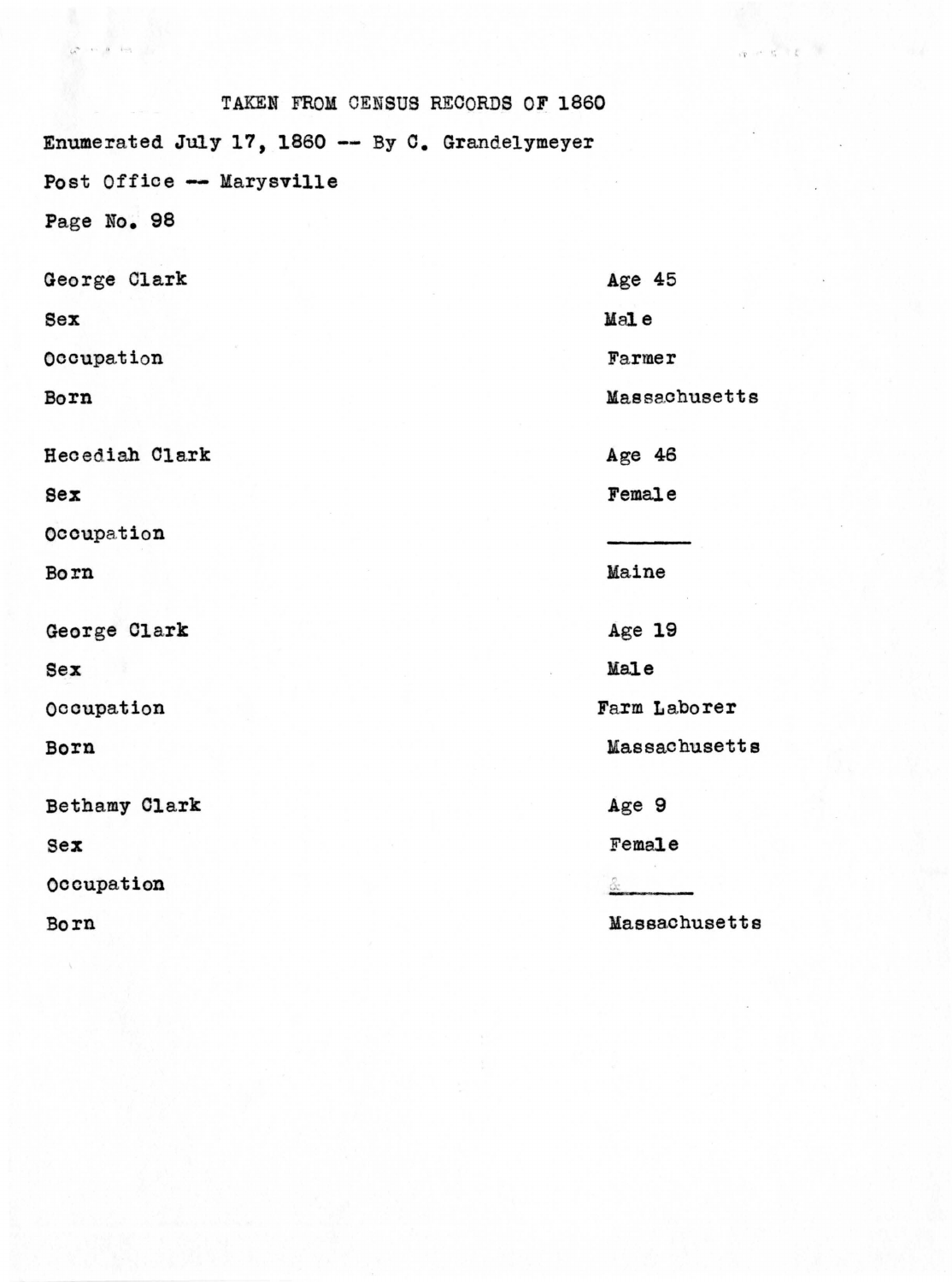TAKEN FROM CENSUS RECORDS OF 1860

Enumerated July 17, 1860 -- By C. Grandelymeyer

Post Office -- Marysville

Page No. 98

| | |
|---|---|
| George Clark | Age 45 |
| Sex | Male |
| Occupation | Farmer |
| Born | Massachusetts |
| | |
| Hecediah Clark | Age 46 |
| Sex | Female |
| Occupation | ________ |
| Born | Maine |
| | |
| George Clark | Age 19 |
| Sex | Male |
| Occupation | Farm Laborer |
| Born | Massachusetts |
| | |
| Bethamy Clark | Age 9 |
| Sex | Female |
| Occupation | ________ |
| Born | Massachusetts |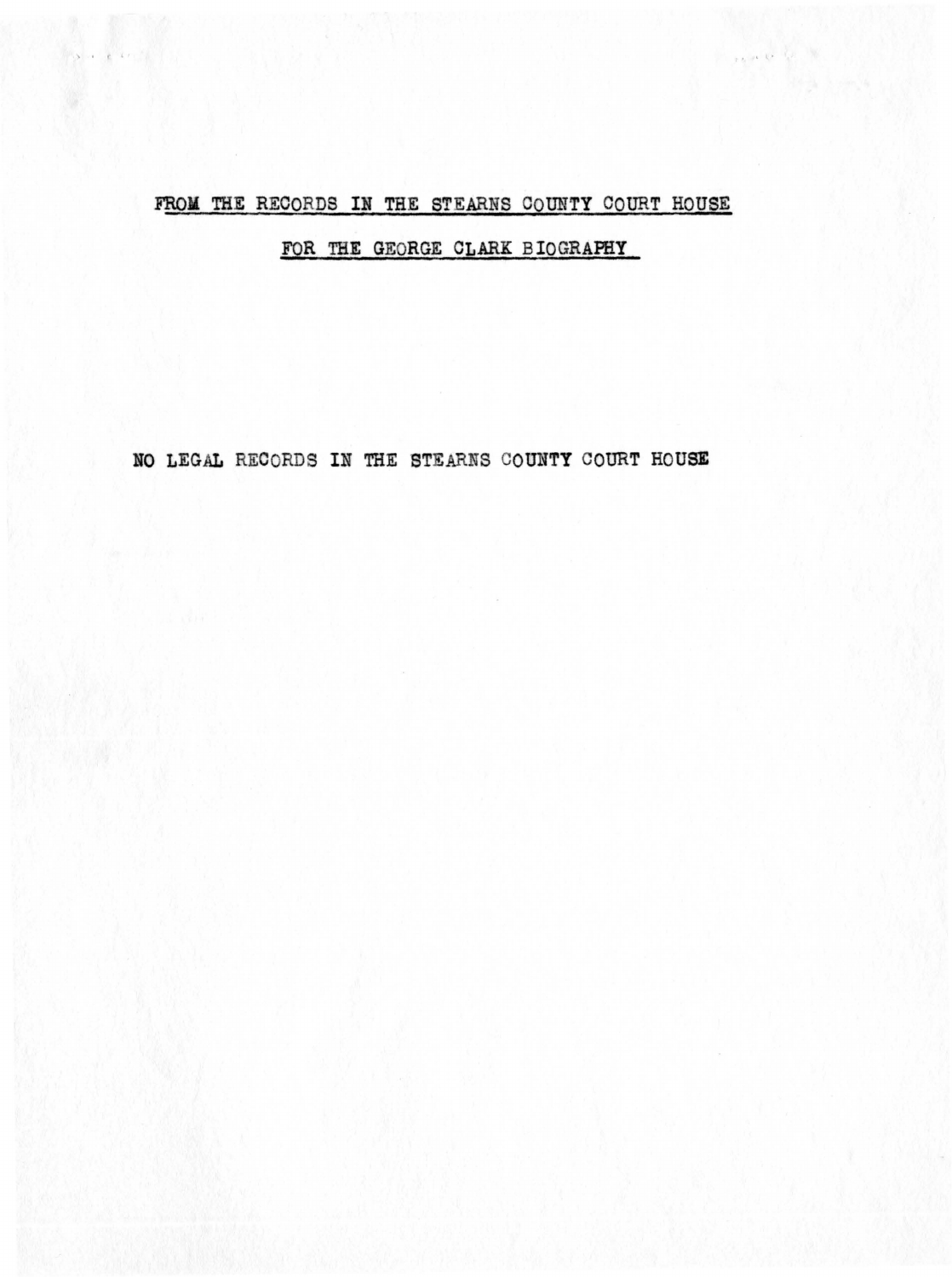## FROM THE RECORDS IN THE STEARNS COUNTY COURT HOUSE

## FOR THE GEORGE CLARK BIOGRAPHY

NO LEGAL RECORDS IN THE STEARNS COUNTY COURT HOUSE